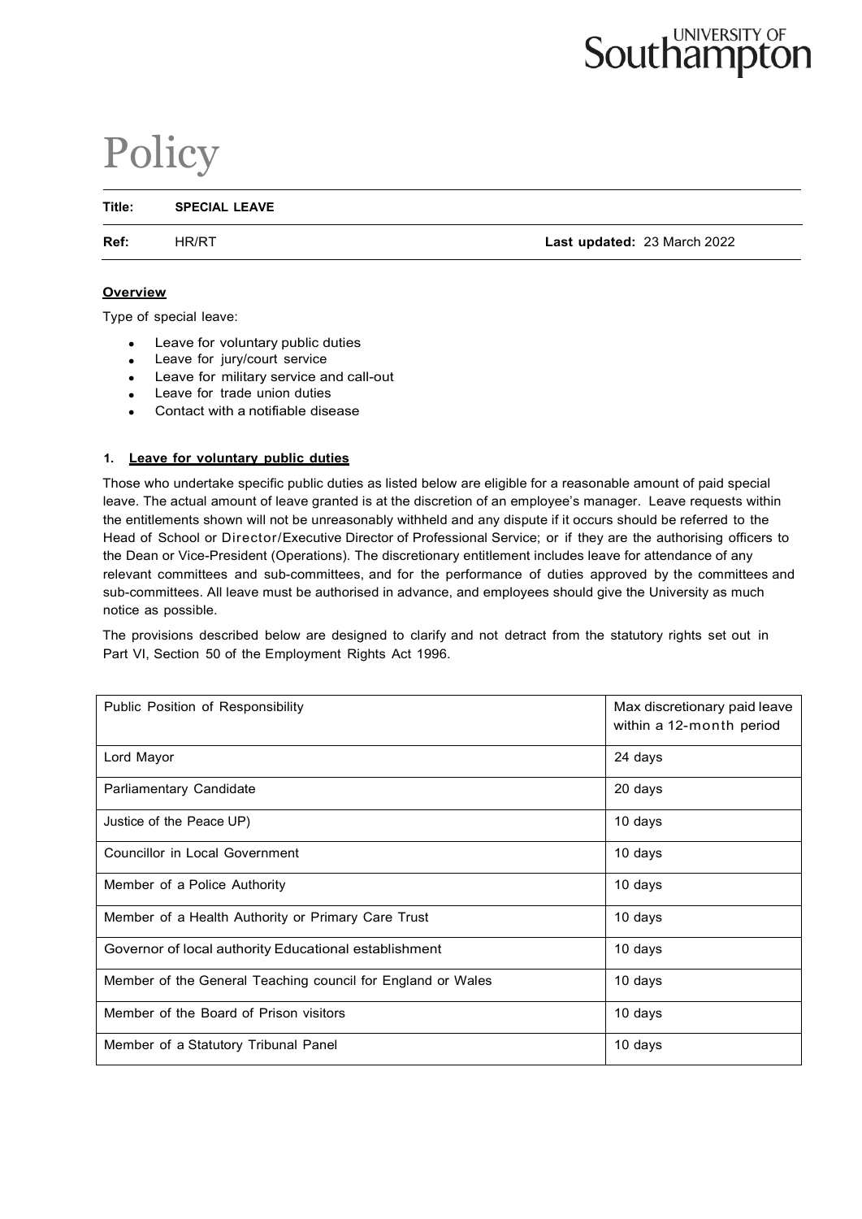# Policy

| | | |
|---|---|---|
| **Title:** | **SPECIAL LEAVE** | |
| **Ref:** | HR/RT | **Last updated:** 23 March 2022 |

## Overview

Type of special leave:

- Leave for voluntary public duties
- Leave for jury/court service
- Leave for military service and call-out
- Leave for trade union duties
- Contact with a notifiable disease

### 1. Leave for voluntary public duties

Those who undertake specific public duties as listed below are eligible for a reasonable amount of paid special leave. The actual amount of leave granted is at the discretion of an employee's manager. Leave requests within the entitlements shown will not be unreasonably withheld and any dispute if it occurs should be referred to the Head of School or Director/Executive Director of Professional Service; or if they are the authorising officers to the Dean or Vice-President (Operations). The discretionary entitlement includes leave for attendance of any relevant committees and sub-committees, and for the performance of duties approved by the committees and sub-committees. All leave must be authorised in advance, and employees should give the University as much notice as possible.

The provisions described below are designed to clarify and not detract from the statutory rights set out in Part VI, Section 50 of the Employment Rights Act 1996.

| Public Position of Responsibility | Max discretionary paid leave within a 12-month period |
|---|---|
| Lord Mayor | 24 days |
| Parliamentary Candidate | 20 days |
| Justice of the Peace UP) | 10 days |
| Councillor in Local Government | 10 days |
| Member of a Police Authority | 10 days |
| Member of a Health Authority or Primary Care Trust | 10 days |
| Governor of local authority Educational establishment | 10 days |
| Member of the General Teaching council for England or Wales | 10 days |
| Member of the Board of Prison visitors | 10 days |
| Member of a Statutory Tribunal Panel | 10 days |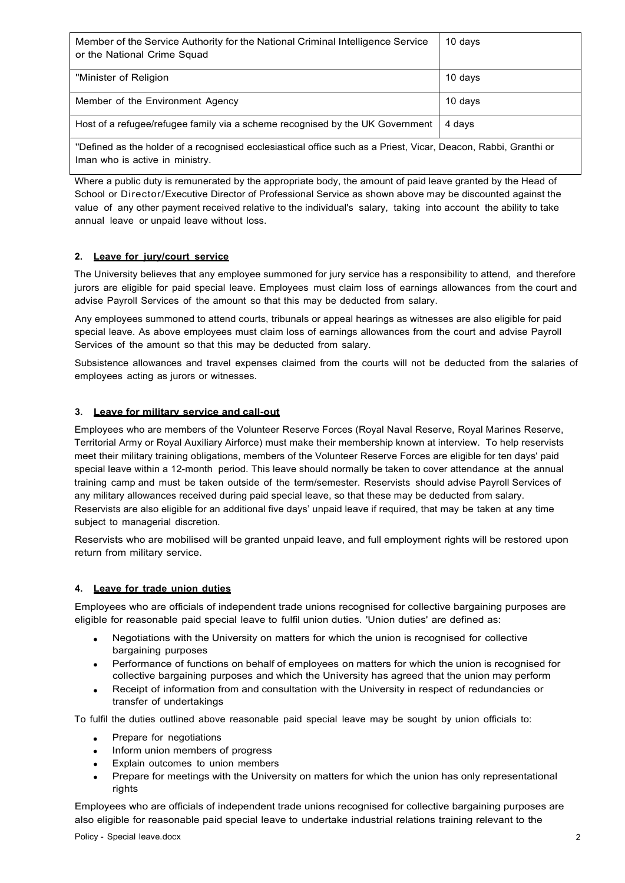| Member of the Service Authority for the National Criminal Intelligence Service or the National Crime Squad | 10 days |
|---|---|
| "Minister of Religion | 10 days |
| Member of the Environment Agency | 10 days |
| Host of a refugee/refugee family via a scheme recognised by the UK Government | 4 days |
| "Defined as the holder of a recognised ecclesiastical office such as a Priest, Vicar, Deacon, Rabbi, Granthi or Iman who is active in ministry. | |

Where a public duty is remunerated by the appropriate body, the amount of paid leave granted by the Head of School or Director/Executive Director of Professional Service as shown above may be discounted against the value of any other payment received relative to the individual's salary, taking into account the ability to take annual leave or unpaid leave without loss.

## 2. Leave for jury/court service

The University believes that any employee summoned for jury service has a responsibility to attend, and therefore jurors are eligible for paid special leave. Employees must claim loss of earnings allowances from the court and advise Payroll Services of the amount so that this may be deducted from salary.

Any employees summoned to attend courts, tribunals or appeal hearings as witnesses are also eligible for paid special leave. As above employees must claim loss of earnings allowances from the court and advise Payroll Services of the amount so that this may be deducted from salary.

Subsistence allowances and travel expenses claimed from the courts will not be deducted from the salaries of employees acting as jurors or witnesses.

## 3. Leave for military service and call-out

Employees who are members of the Volunteer Reserve Forces (Royal Naval Reserve, Royal Marines Reserve, Territorial Army or Royal Auxiliary Airforce) must make their membership known at interview. To help reservists meet their military training obligations, members of the Volunteer Reserve Forces are eligible for ten days' paid special leave within a 12-month period. This leave should normally be taken to cover attendance at the annual training camp and must be taken outside of the term/semester. Reservists should advise Payroll Services of any military allowances received during paid special leave, so that these may be deducted from salary. Reservists are also eligible for an additional five days' unpaid leave if required, that may be taken at any time subject to managerial discretion.

Reservists who are mobilised will be granted unpaid leave, and full employment rights will be restored upon return from military service.

## 4. Leave for trade union duties

Employees who are officials of independent trade unions recognised for collective bargaining purposes are eligible for reasonable paid special leave to fulfil union duties. 'Union duties' are defined as:

- Negotiations with the University on matters for which the union is recognised for collective bargaining purposes
- Performance of functions on behalf of employees on matters for which the union is recognised for collective bargaining purposes and which the University has agreed that the union may perform
- Receipt of information from and consultation with the University in respect of redundancies or transfer of undertakings

To fulfil the duties outlined above reasonable paid special leave may be sought by union officials to:

- Prepare for negotiations
- Inform union members of progress
- Explain outcomes to union members
- Prepare for meetings with the University on matters for which the union has only representational rights

Employees who are officials of independent trade unions recognised for collective bargaining purposes are also eligible for reasonable paid special leave to undertake industrial relations training relevant to the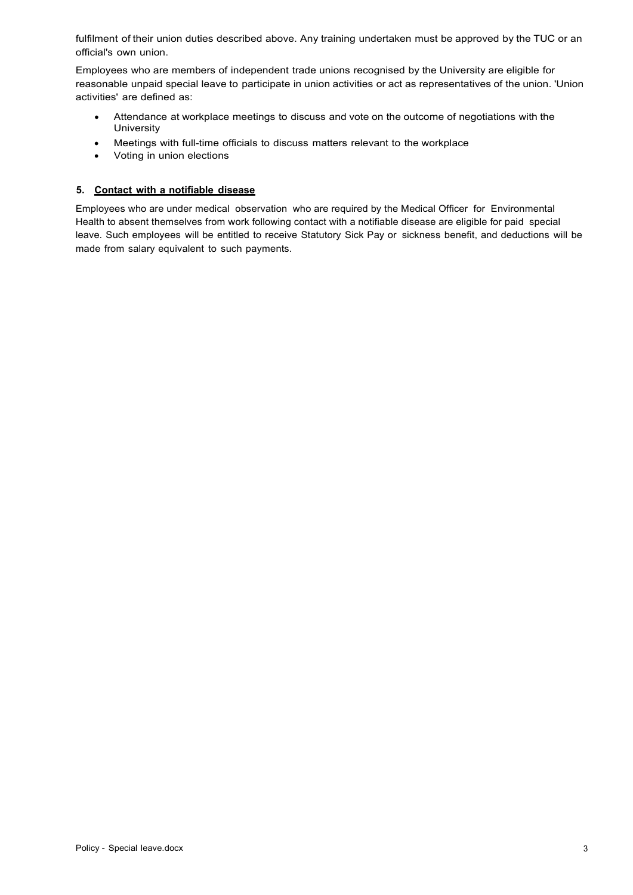fulfilment of their union duties described above. Any training undertaken must be approved by the TUC or an official's own union.

Employees who are members of independent trade unions recognised by the University are eligible for reasonable unpaid special leave to participate in union activities or act as representatives of the union. 'Union activities' are defined as:

- Attendance at workplace meetings to discuss and vote on the outcome of negotiations with the University
- Meetings with full-time officials to discuss matters relevant to the workplace
- Voting in union elections

## 5. Contact with a notifiable disease

Employees who are under medical observation who are required by the Medical Officer for Environmental Health to absent themselves from work following contact with a notifiable disease are eligible for paid special leave. Such employees will be entitled to receive Statutory Sick Pay or sickness benefit, and deductions will be made from salary equivalent to such payments.